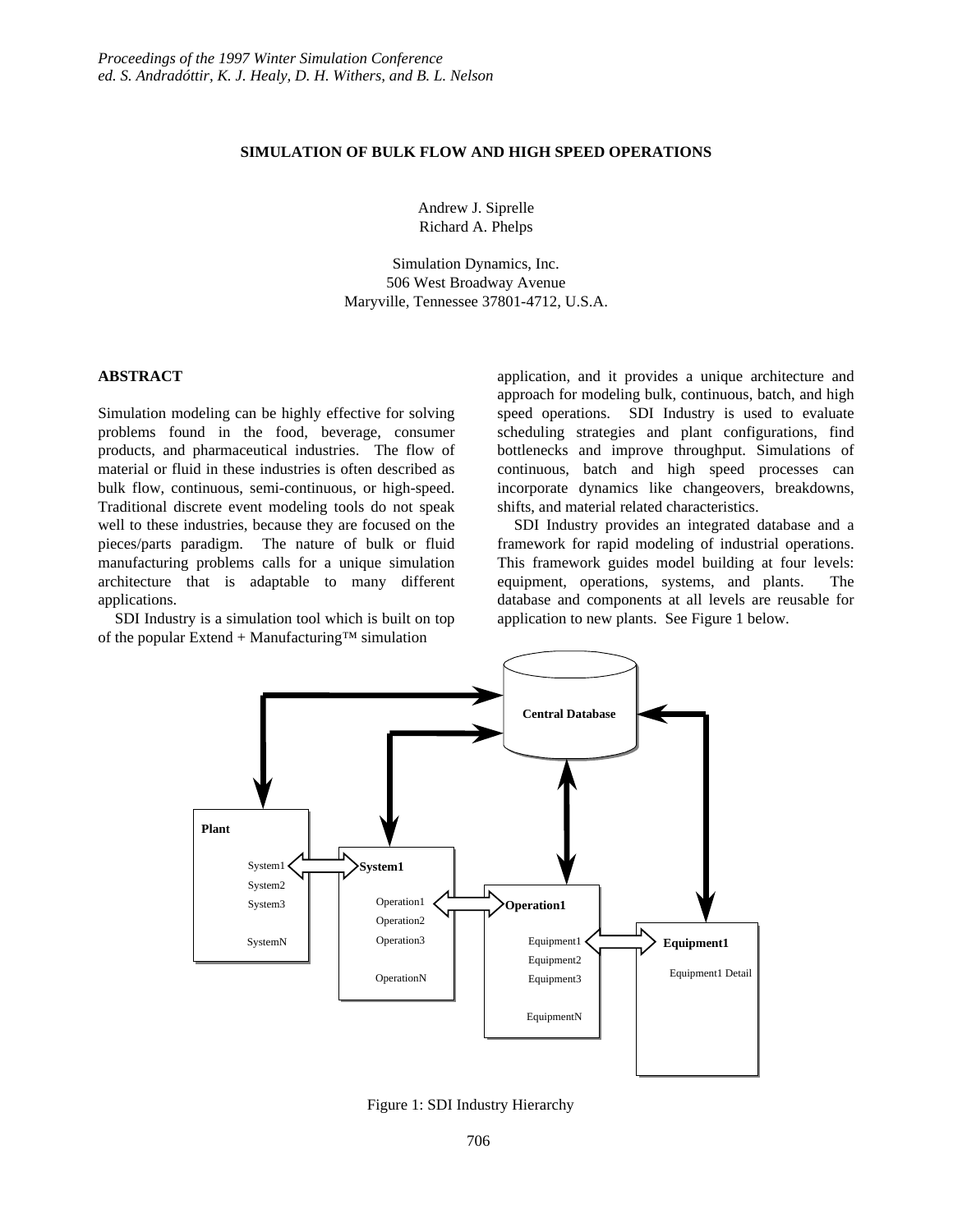# SIMULATION OF BULK FLOW AND HIGH SPEED OPERATIONS

Andrew J. Siprelle
Richard A. Phelps

Simulation Dynamics, Inc.
506 West Broadway Avenue
Maryville, Tennessee 37801-4712, U.S.A.

## ABSTRACT

Simulation modeling can be highly effective for solving problems found in the food, beverage, consumer products, and pharmaceutical industries. The flow of material or fluid in these industries is often described as bulk flow, continuous, semi-continuous, or high-speed. Traditional discrete event modeling tools do not speak well to these industries, because they are focused on the pieces/parts paradigm. The nature of bulk or fluid manufacturing problems calls for a unique simulation architecture that is adaptable to many different applications.

SDI Industry is a simulation tool which is built on top of the popular Extend + Manufacturing™ simulation application, and it provides a unique architecture and approach for modeling bulk, continuous, batch, and high speed operations. SDI Industry is used to evaluate scheduling strategies and plant configurations, find bottlenecks and improve throughput. Simulations of continuous, batch and high speed processes can incorporate dynamics like changeovers, breakdowns, shifts, and material related characteristics.

SDI Industry provides an integrated database and a framework for rapid modeling of industrial operations. This framework guides model building at four levels: equipment, operations, systems, and plants. The database and components at all levels are reusable for application to new plants. See Figure 1 below.

Figure 1: SDI Industry Hierarchy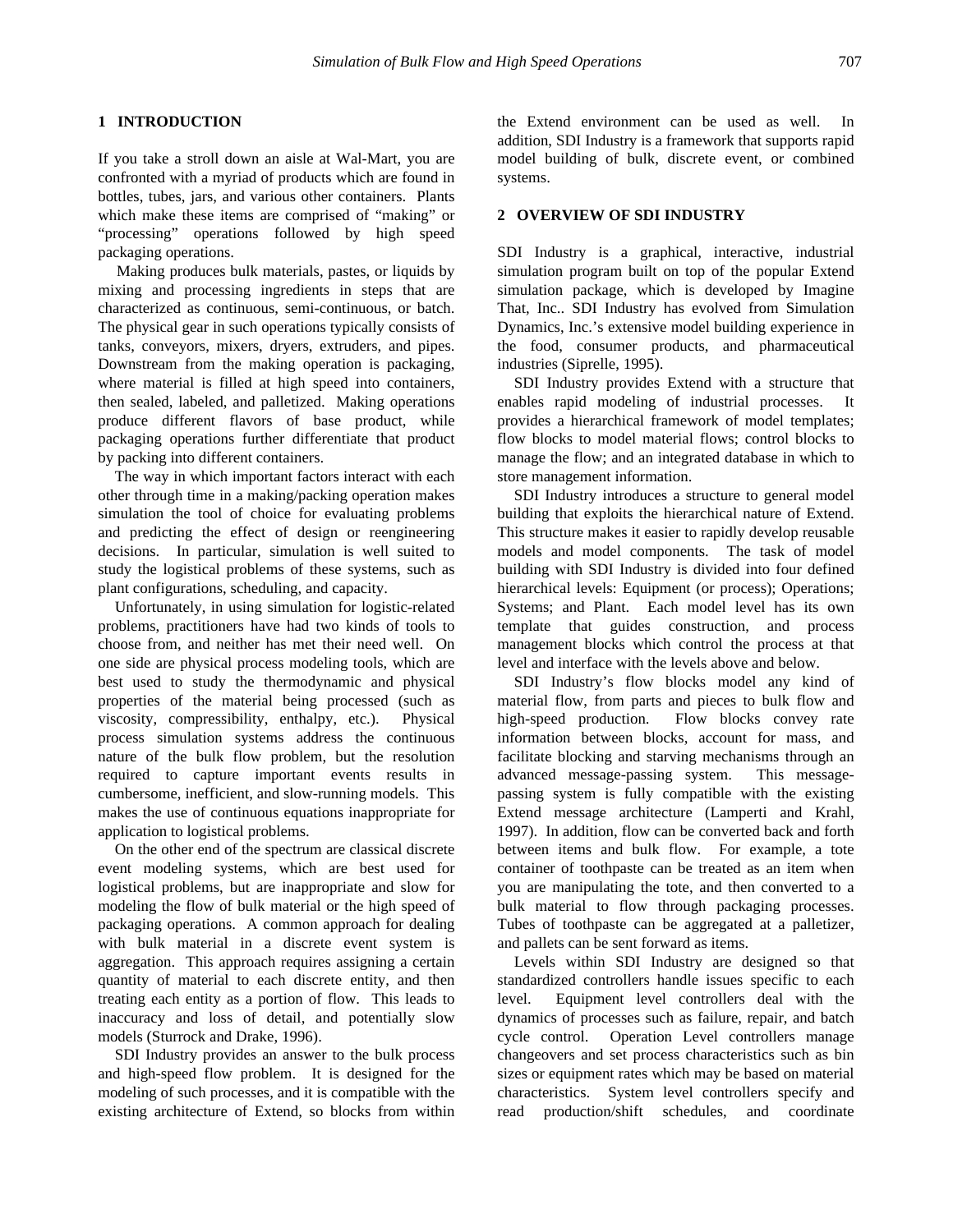## 1 INTRODUCTION

If you take a stroll down an aisle at Wal-Mart, you are confronted with a myriad of products which are found in bottles, tubes, jars, and various other containers. Plants which make these items are comprised of "making" or "processing" operations followed by high speed packaging operations.

Making produces bulk materials, pastes, or liquids by mixing and processing ingredients in steps that are characterized as continuous, semi-continuous, or batch. The physical gear in such operations typically consists of tanks, conveyors, mixers, dryers, extruders, and pipes. Downstream from the making operation is packaging, where material is filled at high speed into containers, then sealed, labeled, and palletized. Making operations produce different flavors of base product, while packaging operations further differentiate that product by packing into different containers.

The way in which important factors interact with each other through time in a making/packing operation makes simulation the tool of choice for evaluating problems and predicting the effect of design or reengineering decisions. In particular, simulation is well suited to study the logistical problems of these systems, such as plant configurations, scheduling, and capacity.

Unfortunately, in using simulation for logistic-related problems, practitioners have had two kinds of tools to choose from, and neither has met their need well. On one side are physical process modeling tools, which are best used to study the thermodynamic and physical properties of the material being processed (such as viscosity, compressibility, enthalpy, etc.). Physical process simulation systems address the continuous nature of the bulk flow problem, but the resolution required to capture important events results in cumbersome, inefficient, and slow-running models. This makes the use of continuous equations inappropriate for application to logistical problems.

On the other end of the spectrum are classical discrete event modeling systems, which are best used for logistical problems, but are inappropriate and slow for modeling the flow of bulk material or the high speed of packaging operations. A common approach for dealing with bulk material in a discrete event system is aggregation. This approach requires assigning a certain quantity of material to each discrete entity, and then treating each entity as a portion of flow. This leads to inaccuracy and loss of detail, and potentially slow models (Sturrock and Drake, 1996).

SDI Industry provides an answer to the bulk process and high-speed flow problem. It is designed for the modeling of such processes, and it is compatible with the existing architecture of Extend, so blocks from within the Extend environment can be used as well. In addition, SDI Industry is a framework that supports rapid model building of bulk, discrete event, or combined systems.

## 2 OVERVIEW OF SDI INDUSTRY

SDI Industry is a graphical, interactive, industrial simulation program built on top of the popular Extend simulation package, which is developed by Imagine That, Inc.. SDI Industry has evolved from Simulation Dynamics, Inc.'s extensive model building experience in the food, consumer products, and pharmaceutical industries (Siprelle, 1995).

SDI Industry provides Extend with a structure that enables rapid modeling of industrial processes. It provides a hierarchical framework of model templates; flow blocks to model material flows; control blocks to manage the flow; and an integrated database in which to store management information.

SDI Industry introduces a structure to general model building that exploits the hierarchical nature of Extend. This structure makes it easier to rapidly develop reusable models and model components. The task of model building with SDI Industry is divided into four defined hierarchical levels: Equipment (or process); Operations; Systems; and Plant. Each model level has its own template that guides construction, and process management blocks which control the process at that level and interface with the levels above and below.

SDI Industry's flow blocks model any kind of material flow, from parts and pieces to bulk flow and high-speed production. Flow blocks convey rate information between blocks, account for mass, and facilitate blocking and starving mechanisms through an advanced message-passing system. This message-passing system is fully compatible with the existing Extend message architecture (Lamperti and Krahl, 1997). In addition, flow can be converted back and forth between items and bulk flow. For example, a tote container of toothpaste can be treated as an item when you are manipulating the tote, and then converted to a bulk material to flow through packaging processes. Tubes of toothpaste can be aggregated at a palletizer, and pallets can be sent forward as items.

Levels within SDI Industry are designed so that standardized controllers handle issues specific to each level. Equipment level controllers deal with the dynamics of processes such as failure, repair, and batch cycle control. Operation Level controllers manage changeovers and set process characteristics such as bin sizes or equipment rates which may be based on material characteristics. System level controllers specify and read production/shift schedules, and coordinate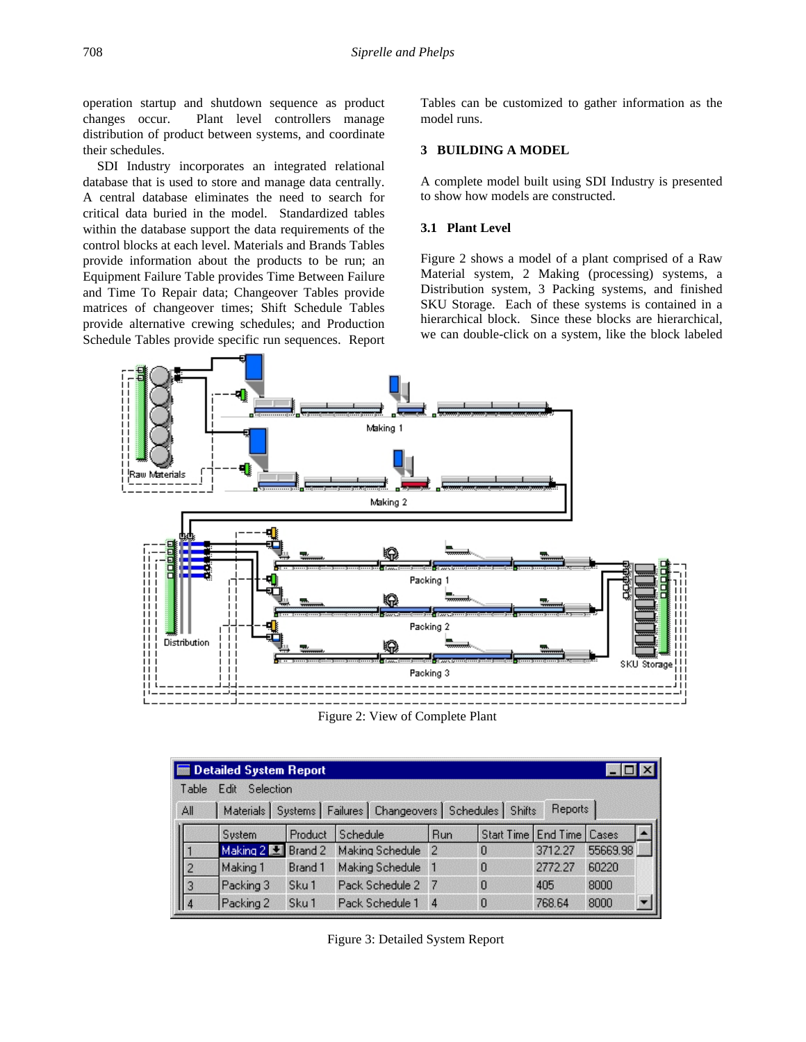operation startup and shutdown sequence as product changes occur. Plant level controllers manage distribution of product between systems, and coordinate their schedules.

SDI Industry incorporates an integrated relational database that is used to store and manage data centrally. A central database eliminates the need to search for critical data buried in the model. Standardized tables within the database support the data requirements of the control blocks at each level. Materials and Brands Tables provide information about the products to be run; an Equipment Failure Table provides Time Between Failure and Time To Repair data; Changeover Tables provide matrices of changeover times; Shift Schedule Tables provide alternative crewing schedules; and Production Schedule Tables provide specific run sequences. Report Tables can be customized to gather information as the model runs.

## 3 BUILDING A MODEL

A complete model built using SDI Industry is presented to show how models are constructed.

### 3.1 Plant Level

Figure 2 shows a model of a plant comprised of a Raw Material system, 2 Making (processing) systems, a Distribution system, 3 Packing systems, and finished SKU Storage. Each of these systems is contained in a hierarchical block. Since these blocks are hierarchical, we can double-click on a system, like the block labeled

Figure 2: View of Complete Plant

Detailed System Report

| | System | Product | Schedule | Run | Start Time | End Time | Cases |
|---|---|---|---|---|---|---|---|
| 1 | Making 2 | Brand 2 | Making Schedule | 2 | 0 | 3712.27 | 55669.98 |
| 2 | Making 1 | Brand 1 | Making Schedule | 1 | 0 | 2772.27 | 60220 |
| 3 | Packing 3 | Sku 1 | Pack Schedule 2 | 7 | 0 | 405 | 8000 |
| 4 | Packing 2 | Sku 1 | Pack Schedule 1 | 4 | 0 | 768.64 | 8000 |

Figure 3: Detailed System Report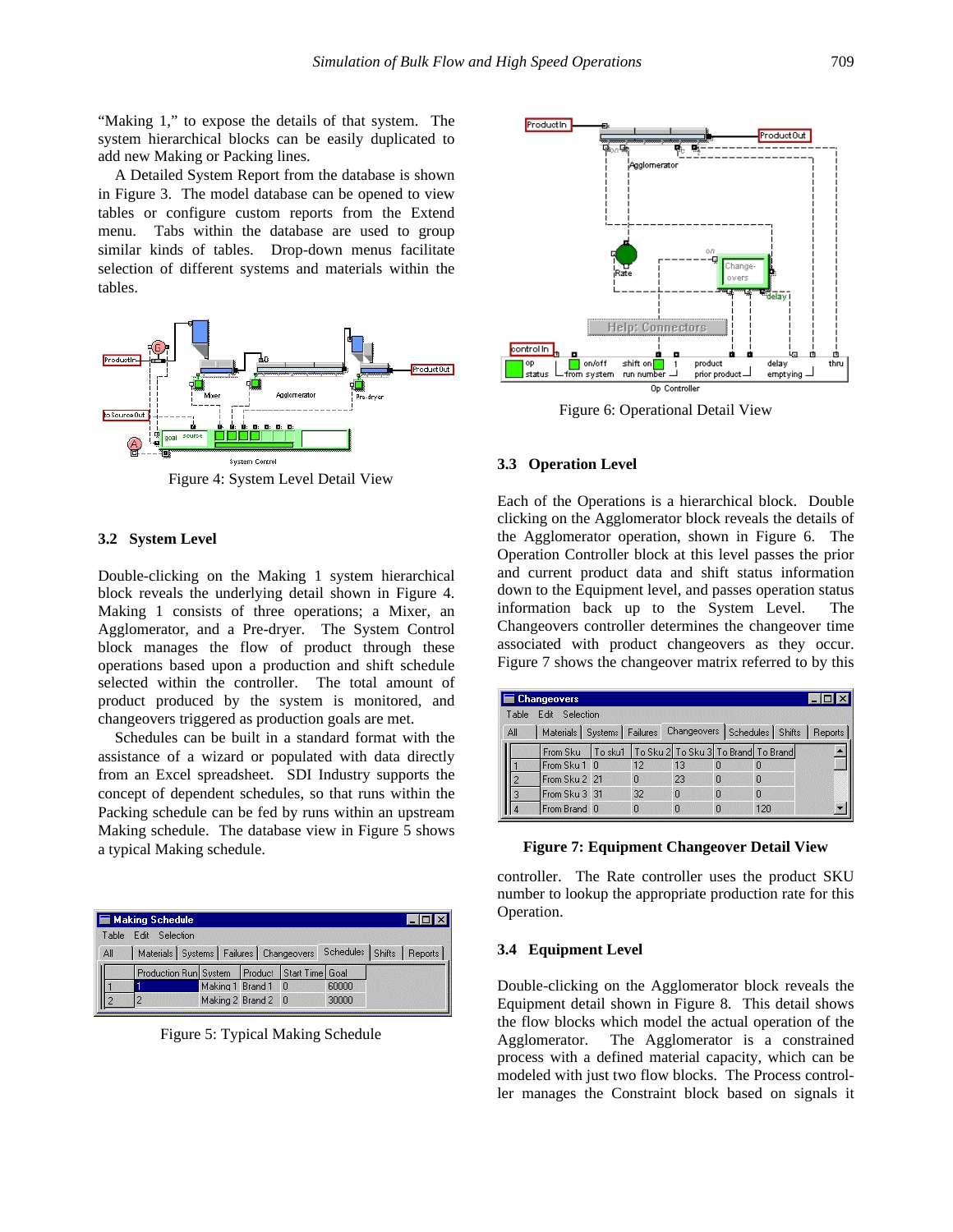"Making 1," to expose the details of that system. The system hierarchical blocks can be easily duplicated to add new Making or Packing lines.

A Detailed System Report from the database is shown in Figure 3. The model database can be opened to view tables or configure custom reports from the Extend menu. Tabs within the database are used to group similar kinds of tables. Drop-down menus facilitate selection of different systems and materials within the tables.

Figure 4: System Level Detail View

### 3.2 System Level

Double-clicking on the Making 1 system hierarchical block reveals the underlying detail shown in Figure 4. Making 1 consists of three operations; a Mixer, an Agglomerator, and a Pre-dryer. The System Control block manages the flow of product through these operations based upon a production and shift schedule selected within the controller. The total amount of product produced by the system is monitored, and changeovers triggered as production goals are met.

Schedules can be built in a standard format with the assistance of a wizard or populated with data directly from an Excel spreadsheet. SDI Industry supports the concept of dependent schedules, so that runs within the Packing schedule can be fed by runs within an upstream Making schedule. The database view in Figure 5 shows a typical Making schedule.

| | Production Run | System | Product | Start Time | Goal |
|---|---|---|---|---|---|
| 1 | 1 | Making 1 | Brand 1 | 0 | 60000 |
| 2 | 2 | Making 2 | Brand 2 | 0 | 30000 |

Figure 5: Typical Making Schedule

Figure 6: Operational Detail View

### 3.3 Operation Level

Each of the Operations is a hierarchical block. Double clicking on the Agglomerator block reveals the details of the Agglomerator operation, shown in Figure 6. The Operation Controller block at this level passes the prior and current product data and shift status information down to the Equipment level, and passes operation status information back up to the System Level. The Changeovers controller determines the changeover time associated with product changeovers as they occur. Figure 7 shows the changeover matrix referred to by this controller. The Rate controller uses the product SKU number to lookup the appropriate production rate for this Operation.

| | From Sku | To sku1 | To Sku 2 | To Sku 3 | To Brand | To Brand |
|---|---|---|---|---|---|---|
| 1 | From Sku 1 | 0 | 12 | 13 | 0 | 0 |
| 2 | From Sku 2 | 21 | 0 | 23 | 0 | 0 |
| 3 | From Sku 3 | 31 | 32 | 0 | 0 | 0 |
| 4 | From Brand | 0 | 0 | 0 | 0 | 120 |

**Figure 7: Equipment Changeover Detail View**

### 3.4 Equipment Level

Double-clicking on the Agglomerator block reveals the Equipment detail shown in Figure 8. This detail shows the flow blocks which model the actual operation of the Agglomerator. The Agglomerator is a constrained process with a defined material capacity, which can be modeled with just two flow blocks. The Process controller manages the Constraint block based on signals it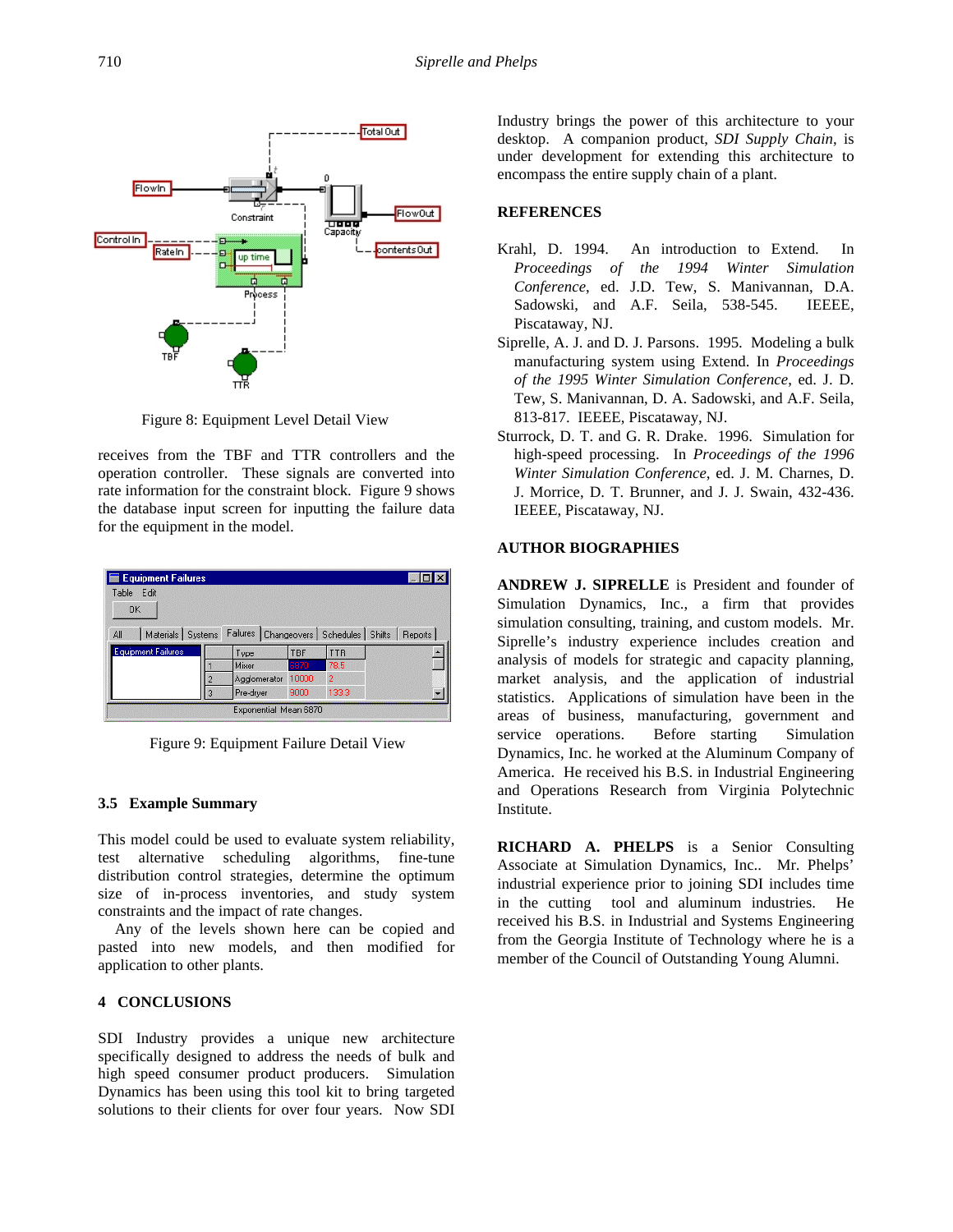Total Out

FlowIn

Constraint

0

FlowOut

Capacity

Control In

RateIn

up time

contents Out

Process

TBF

TTR

Figure 8: Equipment Level Detail View

receives from the TBF and TTR controllers and the operation controller. These signals are converted into rate information for the constraint block. Figure 9 shows the database input screen for inputting the failure data for the equipment in the model.

Equipment Failures

Table Edit

OK

All | Materials | Systems | Failures | Changeovers | Schedules | Shifts | Reports

Equipment Failures

| | Type | TBF | TTR |
|---|---|---|---|
| 1 | Mixer | 5870 | 78.5 |
| 2 | Agglomerator | 10000 | 2 |
| 3 | Pre-dryer | 9000 | 133.3 |

Exponential Mean 5870

Figure 9: Equipment Failure Detail View

### 3.5 Example Summary

This model could be used to evaluate system reliability, test alternative scheduling algorithms, fine-tune distribution control strategies, determine the optimum size of in-process inventories, and study system constraints and the impact of rate changes.

Any of the levels shown here can be copied and pasted into new models, and then modified for application to other plants.

## 4 CONCLUSIONS

SDI Industry provides a unique new architecture specifically designed to address the needs of bulk and high speed consumer product producers. Simulation Dynamics has been using this tool kit to bring targeted solutions to their clients for over four years. Now SDI Industry brings the power of this architecture to your desktop. A companion product, *SDI Supply Chain*, is under development for extending this architecture to encompass the entire supply chain of a plant.

## REFERENCES

Krahl, D. 1994. An introduction to Extend. In *Proceedings of the 1994 Winter Simulation Conference*, ed. J.D. Tew, S. Manivannan, D.A. Sadowski, and A.F. Seila, 538-545. IEEEE, Piscataway, NJ.

Siprelle, A. J. and D. J. Parsons. 1995. Modeling a bulk manufacturing system using Extend. In *Proceedings of the 1995 Winter Simulation Conference*, ed. J. D. Tew, S. Manivannan, D. A. Sadowski, and A.F. Seila, 813-817. IEEEE, Piscataway, NJ.

Sturrock, D. T. and G. R. Drake. 1996. Simulation for high-speed processing. In *Proceedings of the 1996 Winter Simulation Conference*, ed. J. M. Charnes, D. J. Morrice, D. T. Brunner, and J. J. Swain, 432-436. IEEEE, Piscataway, NJ.

## AUTHOR BIOGRAPHIES

**ANDREW J. SIPRELLE** is President and founder of Simulation Dynamics, Inc., a firm that provides simulation consulting, training, and custom models. Mr. Siprelle's industry experience includes creation and analysis of models for strategic and capacity planning, market analysis, and the application of industrial statistics. Applications of simulation have been in the areas of business, manufacturing, government and service operations. Before starting Simulation Dynamics, Inc. he worked at the Aluminum Company of America. He received his B.S. in Industrial Engineering and Operations Research from Virginia Polytechnic Institute.

**RICHARD A. PHELPS** is a Senior Consulting Associate at Simulation Dynamics, Inc.. Mr. Phelps' industrial experience prior to joining SDI includes time in the cutting tool and aluminum industries. He received his B.S. in Industrial and Systems Engineering from the Georgia Institute of Technology where he is a member of the Council of Outstanding Young Alumni.